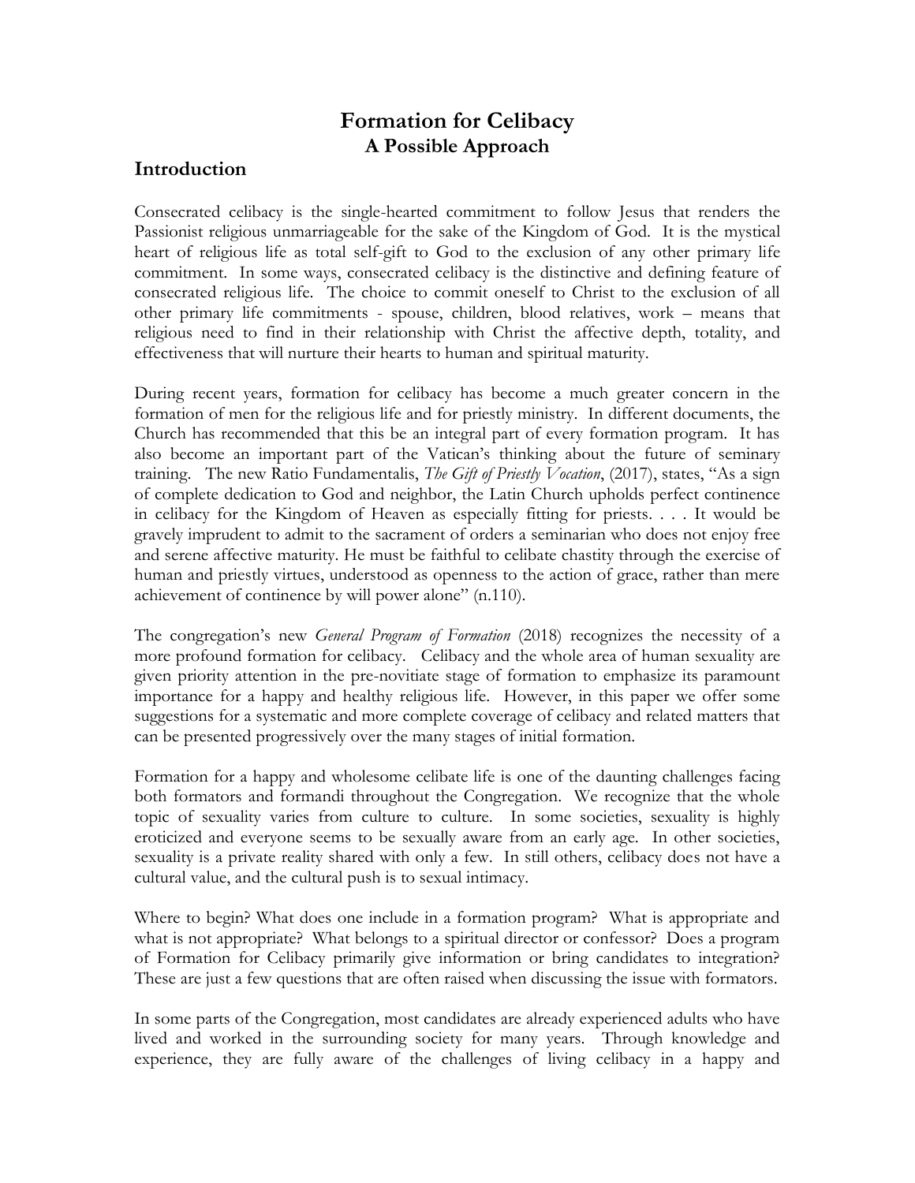# Formation for Celibacy
## A Possible Approach

## Introduction

Consecrated celibacy is the single-hearted commitment to follow Jesus that renders the Passionist religious unmarriageable for the sake of the Kingdom of God. It is the mystical heart of religious life as total self-gift to God to the exclusion of any other primary life commitment. In some ways, consecrated celibacy is the distinctive and defining feature of consecrated religious life. The choice to commit oneself to Christ to the exclusion of all other primary life commitments - spouse, children, blood relatives, work – means that religious need to find in their relationship with Christ the affective depth, totality, and effectiveness that will nurture their hearts to human and spiritual maturity.

During recent years, formation for celibacy has become a much greater concern in the formation of men for the religious life and for priestly ministry. In different documents, the Church has recommended that this be an integral part of every formation program. It has also become an important part of the Vatican's thinking about the future of seminary training. The new Ratio Fundamentalis, *The Gift of Priestly Vocation*, (2017), states, "As a sign of complete dedication to God and neighbor, the Latin Church upholds perfect continence in celibacy for the Kingdom of Heaven as especially fitting for priests. . . . It would be gravely imprudent to admit to the sacrament of orders a seminarian who does not enjoy free and serene affective maturity. He must be faithful to celibate chastity through the exercise of human and priestly virtues, understood as openness to the action of grace, rather than mere achievement of continence by will power alone" (n.110).

The congregation's new *General Program of Formation* (2018) recognizes the necessity of a more profound formation for celibacy. Celibacy and the whole area of human sexuality are given priority attention in the pre-novitiate stage of formation to emphasize its paramount importance for a happy and healthy religious life. However, in this paper we offer some suggestions for a systematic and more complete coverage of celibacy and related matters that can be presented progressively over the many stages of initial formation.

Formation for a happy and wholesome celibate life is one of the daunting challenges facing both formators and formandi throughout the Congregation. We recognize that the whole topic of sexuality varies from culture to culture. In some societies, sexuality is highly eroticized and everyone seems to be sexually aware from an early age. In other societies, sexuality is a private reality shared with only a few. In still others, celibacy does not have a cultural value, and the cultural push is to sexual intimacy.

Where to begin? What does one include in a formation program? What is appropriate and what is not appropriate? What belongs to a spiritual director or confessor? Does a program of Formation for Celibacy primarily give information or bring candidates to integration? These are just a few questions that are often raised when discussing the issue with formators.

In some parts of the Congregation, most candidates are already experienced adults who have lived and worked in the surrounding society for many years. Through knowledge and experience, they are fully aware of the challenges of living celibacy in a happy and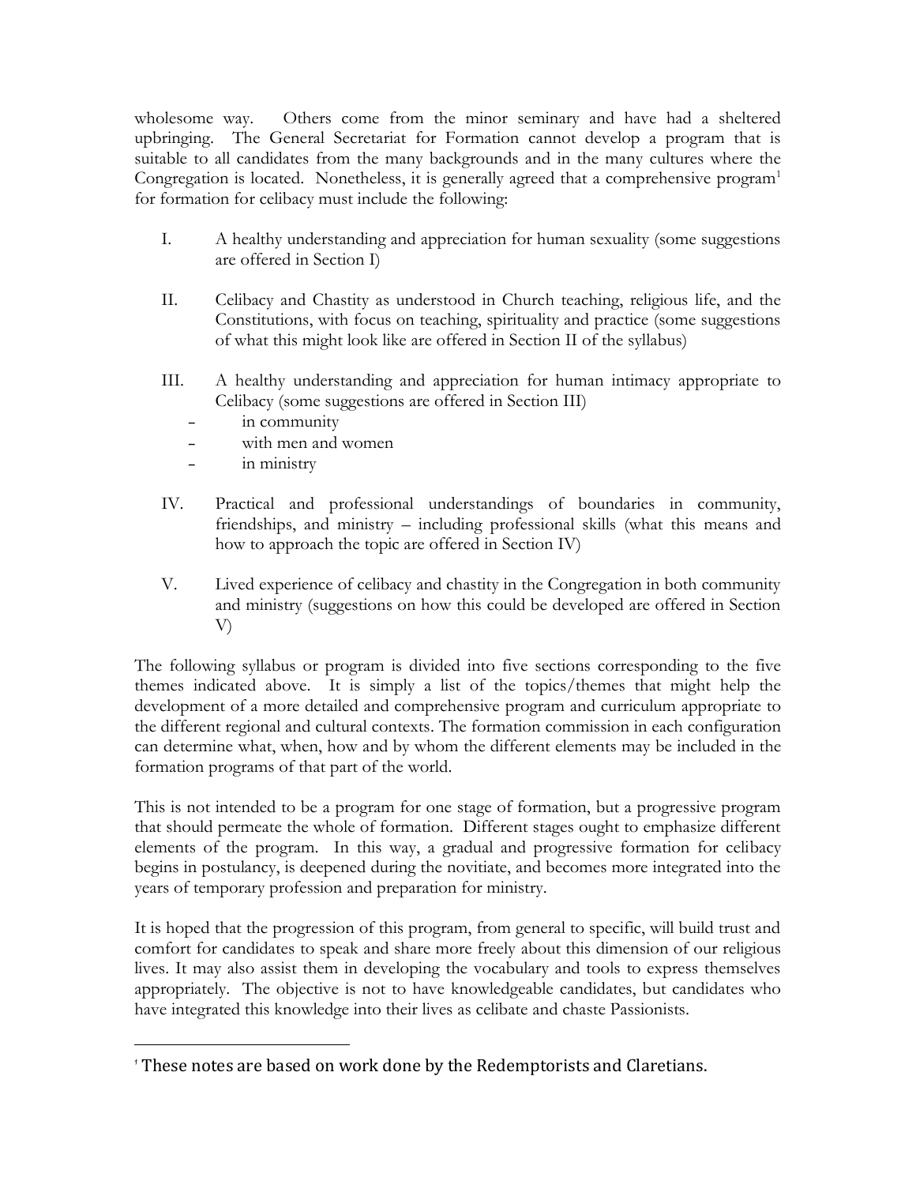wholesome way. Others come from the minor seminary and have had a sheltered upbringing. The General Secretariat for Formation cannot develop a program that is suitable to all candidates from the many backgrounds and in the many cultures where the Congregation is located. Nonetheless, it is generally agreed that a comprehensive program[1] for formation for celibacy must include the following:

I. A healthy understanding and appreciation for human sexuality (some suggestions are offered in Section I)

II. Celibacy and Chastity as understood in Church teaching, religious life, and the Constitutions, with focus on teaching, spirituality and practice (some suggestions of what this might look like are offered in Section II of the syllabus)

III. A healthy understanding and appreciation for human intimacy appropriate to Celibacy (some suggestions are offered in Section III)
   - in community
   - with men and women
   - in ministry

IV. Practical and professional understandings of boundaries in community, friendships, and ministry – including professional skills (what this means and how to approach the topic are offered in Section IV)

V. Lived experience of celibacy and chastity in the Congregation in both community and ministry (suggestions on how this could be developed are offered in Section V)

The following syllabus or program is divided into five sections corresponding to the five themes indicated above. It is simply a list of the topics/themes that might help the development of a more detailed and comprehensive program and curriculum appropriate to the different regional and cultural contexts. The formation commission in each configuration can determine what, when, how and by whom the different elements may be included in the formation programs of that part of the world.

This is not intended to be a program for one stage of formation, but a progressive program that should permeate the whole of formation. Different stages ought to emphasize different elements of the program. In this way, a gradual and progressive formation for celibacy begins in postulancy, is deepened during the novitiate, and becomes more integrated into the years of temporary profession and preparation for ministry.

It is hoped that the progression of this program, from general to specific, will build trust and comfort for candidates to speak and share more freely about this dimension of our religious lives. It may also assist them in developing the vocabulary and tools to express themselves appropriately. The objective is not to have knowledgeable candidates, but candidates who have integrated this knowledge into their lives as celibate and chaste Passionists.

---

[1] These notes are based on work done by the Redemptorists and Claretians.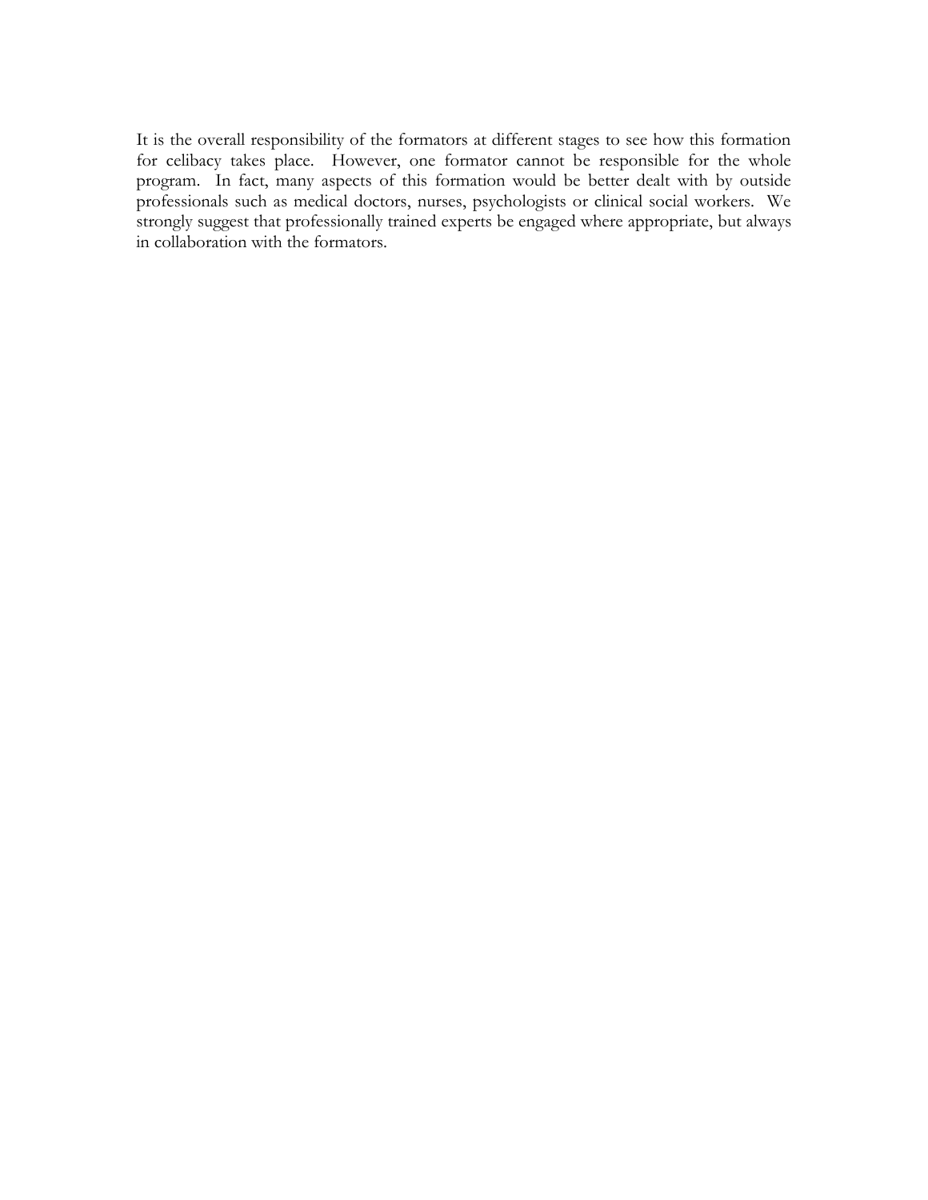It is the overall responsibility of the formators at different stages to see how this formation for celibacy takes place. However, one formator cannot be responsible for the whole program. In fact, many aspects of this formation would be better dealt with by outside professionals such as medical doctors, nurses, psychologists or clinical social workers. We strongly suggest that professionally trained experts be engaged where appropriate, but always in collaboration with the formators.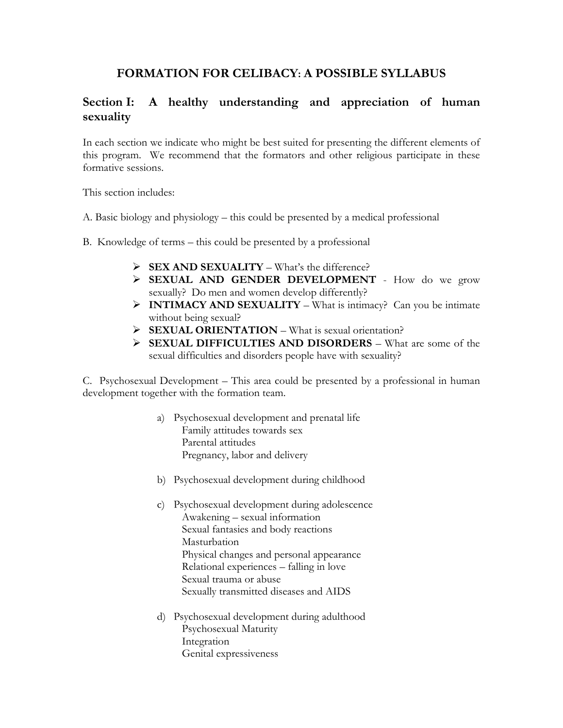# FORMATION FOR CELIBACY: A POSSIBLE SYLLABUS

## Section I: A healthy understanding and appreciation of human sexuality

In each section we indicate who might be best suited for presenting the different elements of this program. We recommend that the formators and other religious participate in these formative sessions.

This section includes:

A. Basic biology and physiology – this could be presented by a medical professional

B. Knowledge of terms – this could be presented by a professional

- **SEX AND SEXUALITY** – What's the difference?
- **SEXUAL AND GENDER DEVELOPMENT** - How do we grow sexually? Do men and women develop differently?
- **INTIMACY AND SEXUALITY** – What is intimacy? Can you be intimate without being sexual?
- **SEXUAL ORIENTATION** – What is sexual orientation?
- **SEXUAL DIFFICULTIES AND DISORDERS** – What are some of the sexual difficulties and disorders people have with sexuality?

C. Psychosexual Development – This area could be presented by a professional in human development together with the formation team.

a) Psychosexual development and prenatal life
   - Family attitudes towards sex
   - Parental attitudes
   - Pregnancy, labor and delivery

b) Psychosexual development during childhood

c) Psychosexual development during adolescence
   - Awakening – sexual information
   - Sexual fantasies and body reactions
   - Masturbation
   - Physical changes and personal appearance
   - Relational experiences – falling in love
   - Sexual trauma or abuse
   - Sexually transmitted diseases and AIDS

d) Psychosexual development during adulthood
   - Psychosexual Maturity
   - Integration
   - Genital expressiveness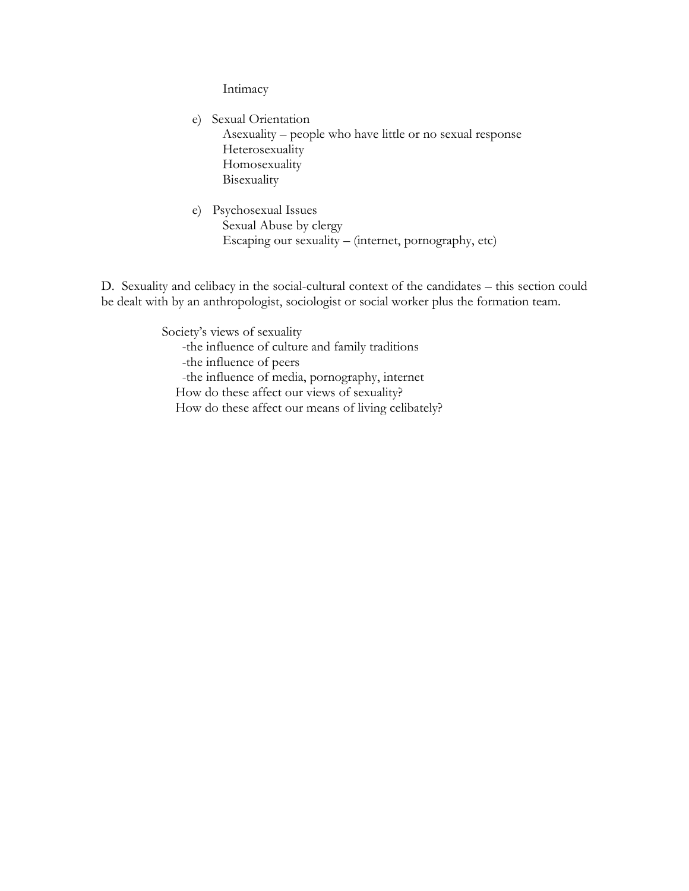Intimacy

e) Sexual Orientation
   - Asexuality – people who have little or no sexual response
   - Heterosexuality
   - Homosexuality
   - Bisexuality

e) Psychosexual Issues
   - Sexual Abuse by clergy
   - Escaping our sexuality – (internet, pornography, etc)

D. Sexuality and celibacy in the social-cultural context of the candidates – this section could be dealt with by an anthropologist, sociologist or social worker plus the formation team.

Society's views of sexuality
- -the influence of culture and family traditions
- -the influence of peers
- -the influence of media, pornography, internet

How do these affect our views of sexuality?
How do these affect our means of living celibately?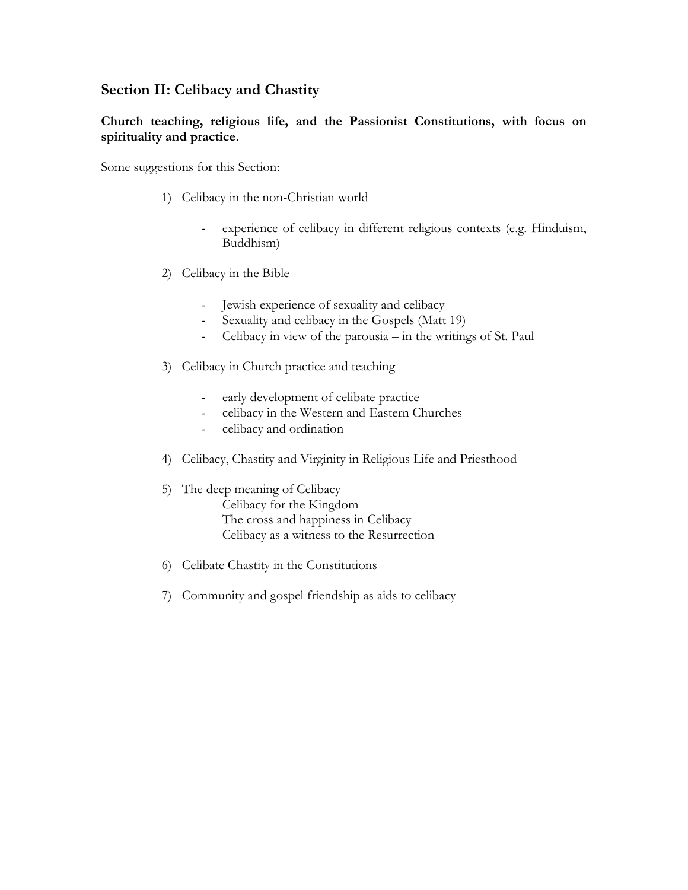## Section II: Celibacy and Chastity

**Church teaching, religious life, and the Passionist Constitutions, with focus on spirituality and practice.**

Some suggestions for this Section:

1) Celibacy in the non-Christian world

    - experience of celibacy in different religious contexts (e.g. Hinduism, Buddhism)

2) Celibacy in the Bible

    - Jewish experience of sexuality and celibacy
    - Sexuality and celibacy in the Gospels (Matt 19)
    - Celibacy in view of the parousia – in the writings of St. Paul

3) Celibacy in Church practice and teaching

    - early development of celibate practice
    - celibacy in the Western and Eastern Churches
    - celibacy and ordination

4) Celibacy, Chastity and Virginity in Religious Life and Priesthood

5) The deep meaning of Celibacy

    Celibacy for the Kingdom
    The cross and happiness in Celibacy
    Celibacy as a witness to the Resurrection

6) Celibate Chastity in the Constitutions

7) Community and gospel friendship as aids to celibacy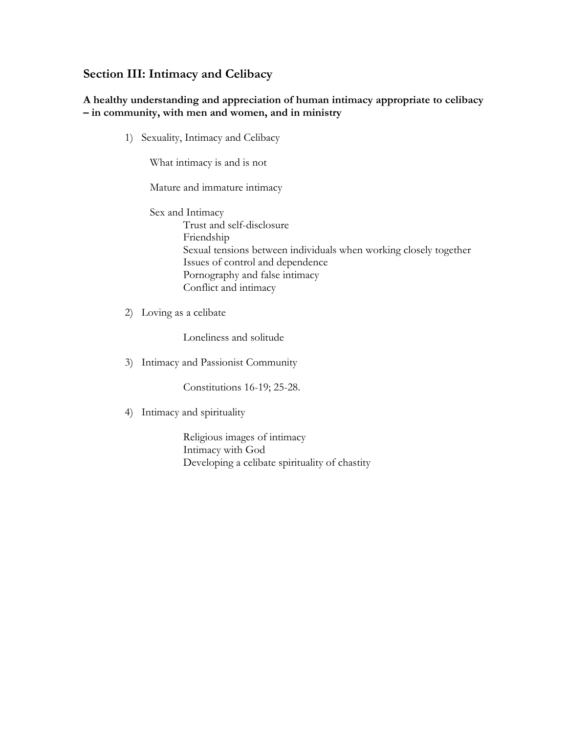## Section III: Intimacy and Celibacy

**A healthy understanding and appreciation of human intimacy appropriate to celibacy – in community, with men and women, and in ministry**

1) Sexuality, Intimacy and Celibacy

   What intimacy is and is not

   Mature and immature intimacy

   Sex and Intimacy
   - Trust and self-disclosure
   - Friendship
   - Sexual tensions between individuals when working closely together
   - Issues of control and dependence
   - Pornography and false intimacy
   - Conflict and intimacy

2) Loving as a celibate

   - Loneliness and solitude

3) Intimacy and Passionist Community

   - Constitutions 16-19; 25-28.

4) Intimacy and spirituality

   - Religious images of intimacy
   - Intimacy with God
   - Developing a celibate spirituality of chastity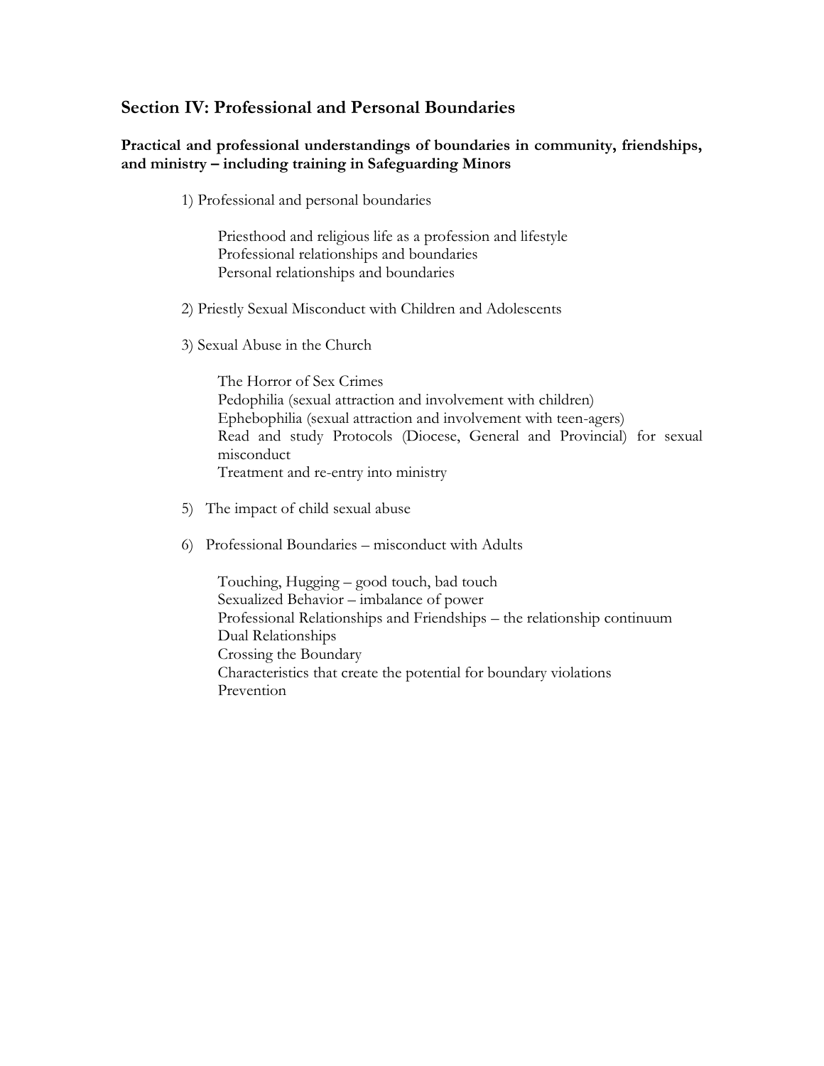## Section IV: Professional and Personal Boundaries

**Practical and professional understandings of boundaries in community, friendships, and ministry – including training in Safeguarding Minors**

1) Professional and personal boundaries

   Priesthood and religious life as a profession and lifestyle
   Professional relationships and boundaries
   Personal relationships and boundaries

2) Priestly Sexual Misconduct with Children and Adolescents

3) Sexual Abuse in the Church

   The Horror of Sex Crimes
   Pedophilia (sexual attraction and involvement with children)
   Ephebophilia (sexual attraction and involvement with teen-agers)
   Read and study Protocols (Diocese, General and Provincial) for sexual misconduct
   Treatment and re-entry into ministry

5) The impact of child sexual abuse

6) Professional Boundaries – misconduct with Adults

   Touching, Hugging – good touch, bad touch
   Sexualized Behavior – imbalance of power
   Professional Relationships and Friendships – the relationship continuum
   Dual Relationships
   Crossing the Boundary
   Characteristics that create the potential for boundary violations
   Prevention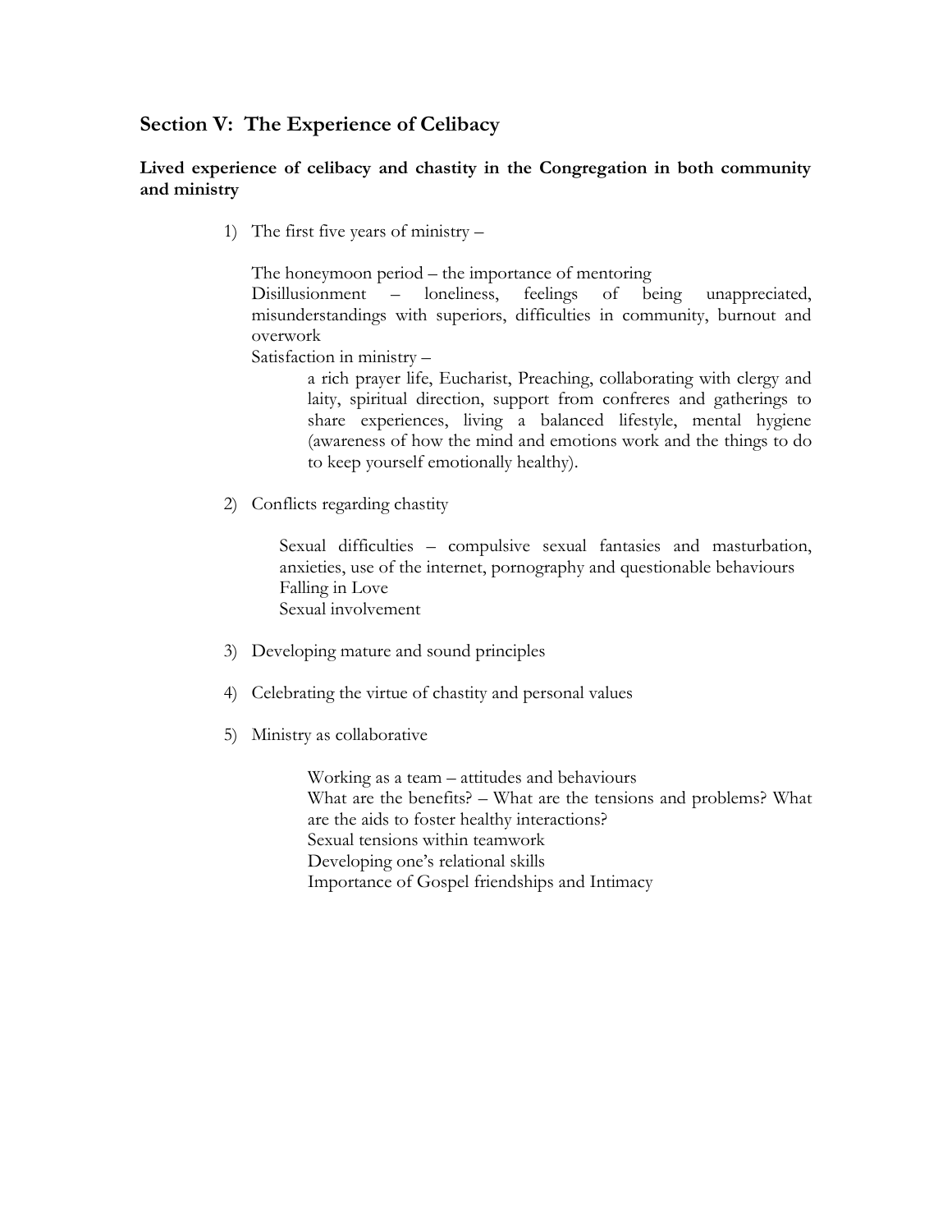## Section V: The Experience of Celibacy

**Lived experience of celibacy and chastity in the Congregation in both community and ministry**

1) The first five years of ministry –

   The honeymoon period – the importance of mentoring
   Disillusionment – loneliness, feelings of being unappreciated, misunderstandings with superiors, difficulties in community, burnout and overwork
   Satisfaction in ministry –

   a rich prayer life, Eucharist, Preaching, collaborating with clergy and laity, spiritual direction, support from confreres and gatherings to share experiences, living a balanced lifestyle, mental hygiene (awareness of how the mind and emotions work and the things to do to keep yourself emotionally healthy).

2) Conflicts regarding chastity

   Sexual difficulties – compulsive sexual fantasies and masturbation, anxieties, use of the internet, pornography and questionable behaviours
   Falling in Love
   Sexual involvement

3) Developing mature and sound principles

4) Celebrating the virtue of chastity and personal values

5) Ministry as collaborative

   Working as a team – attitudes and behaviours
   What are the benefits? – What are the tensions and problems? What are the aids to foster healthy interactions?
   Sexual tensions within teamwork
   Developing one's relational skills
   Importance of Gospel friendships and Intimacy